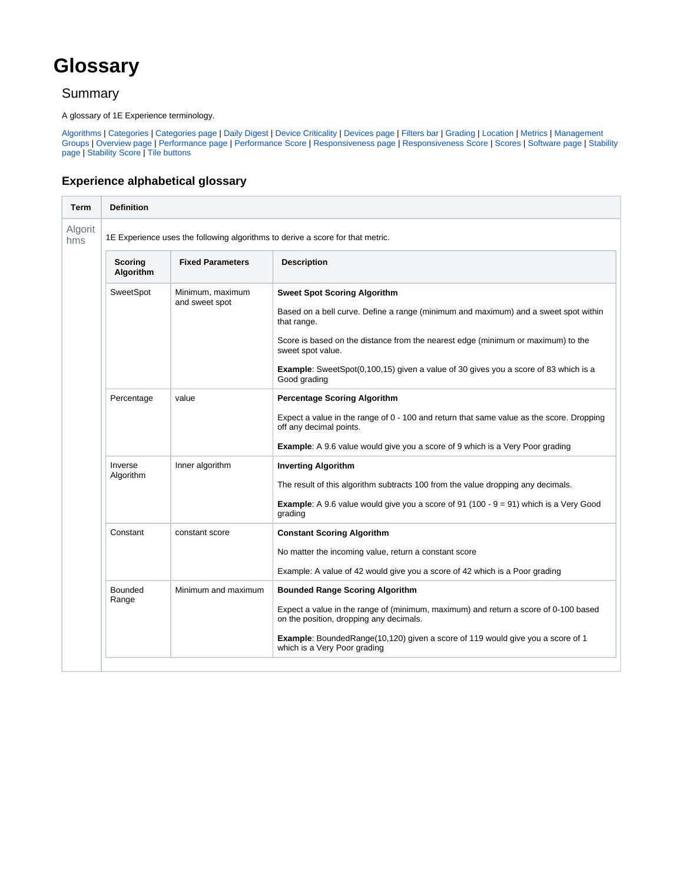# Glossary

## Summary

A glossary of 1E Experience terminology.

Algorithms | Categories | Categories page | Daily Digest | Device Criticality | Devices page | Filters bar | Grading | Location | Metrics | Management Groups | Overview page | Performance page | Performance Score | Responsiveness page | Responsiveness Score | Scores | Software page | Stability page | Stability Score | Tile buttons

### Experience alphabetical glossary

| Term | Definition |
|---|---|
| Algorithms | 1E Experience uses the following algorithms to derive a score for that metric. |

| Scoring Algorithm | Fixed Parameters | Description |
|---|---|---|
| SweetSpot | Minimum, maximum and sweet spot | **Sweet Spot Scoring Algorithm**<br><br>Based on a bell curve. Define a range (minimum and maximum) and a sweet spot within that range.<br><br>Score is based on the distance from the nearest edge (minimum or maximum) to the sweet spot value.<br><br>**Example**: SweetSpot(0,100,15) given a value of 30 gives you a score of 83 which is a Good grading |
| Percentage | value | **Percentage Scoring Algorithm**<br><br>Expect a value in the range of 0 - 100 and return that same value as the score. Dropping off any decimal points.<br><br>**Example**: A 9.6 value would give you a score of 9 which is a Very Poor grading |
| Inverse Algorithm | Inner algorithm | **Inverting Algorithm**<br><br>The result of this algorithm subtracts 100 from the value dropping any decimals.<br><br>**Example**: A 9.6 value would give you a score of 91 (100 - 9 = 91) which is a Very Good grading |
| Constant | constant score | **Constant Scoring Algorithm**<br><br>No matter the incoming value, return a constant score<br><br>Example: A value of 42 would give you a score of 42 which is a Poor grading |
| Bounded Range | Minimum and maximum | **Bounded Range Scoring Algorithm**<br><br>Expect a value in the range of (minimum, maximum) and return a score of 0-100 based on the position, dropping any decimals.<br><br>**Example**: BoundedRange(10,120) given a score of 119 would give you a score of 1 which is a Very Poor grading |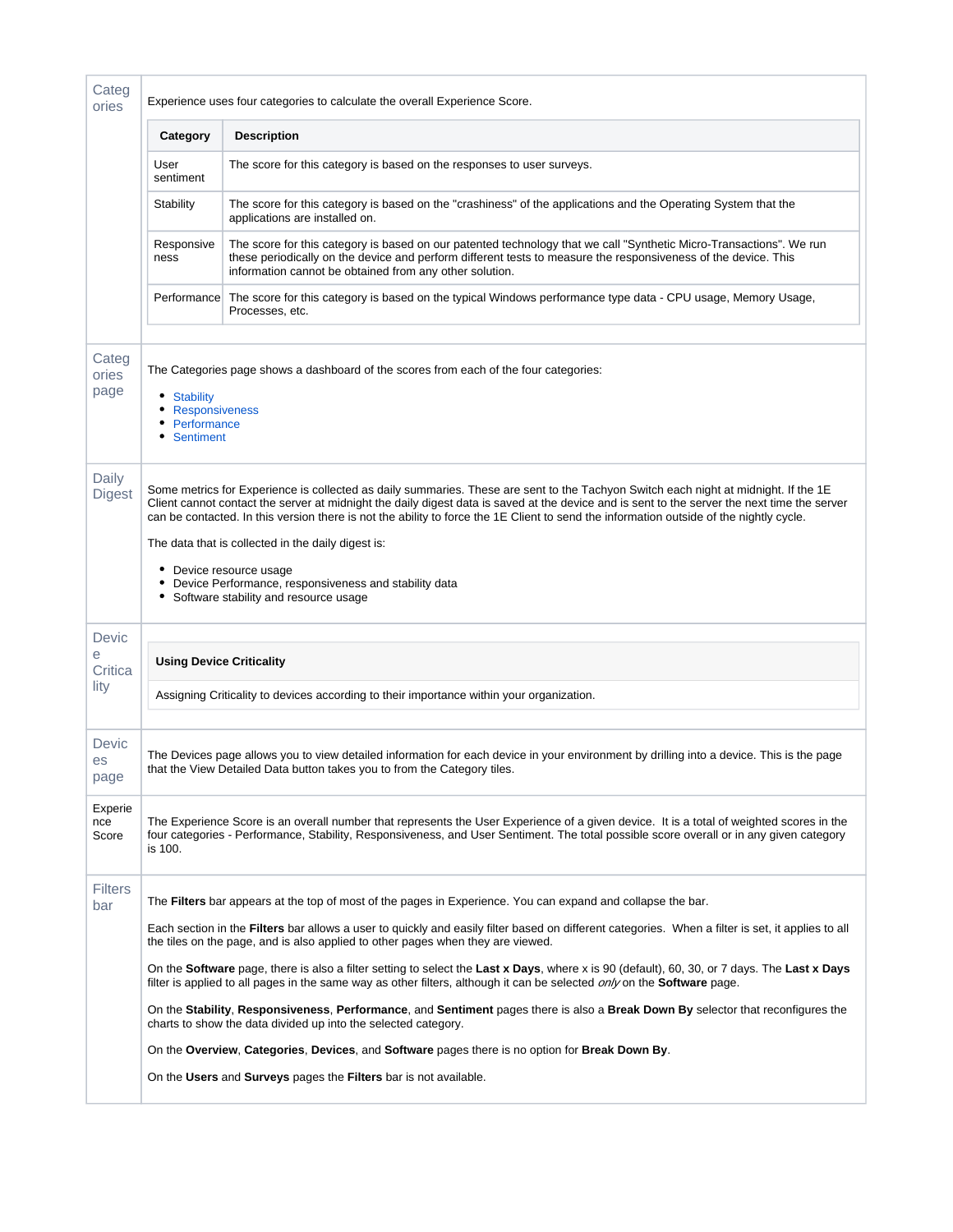| Term | Description |
| --- | --- |
| Categories | Experience uses four categories to calculate the overall Experience Score.<br><br>**Category** / **Description**<br>User sentiment: The score for this category is based on the responses to user surveys.<br>Stability: The score for this category is based on the "crashiness" of the applications and the Operating System that the applications are installed on.<br>Responsiveness: The score for this category is based on our patented technology that we call "Synthetic Micro-Transactions". We run these periodically on the device and perform different tests to measure the responsiveness of the device. This information cannot be obtained from any other solution.<br>Performance: The score for this category is based on the typical Windows performance type data - CPU usage, Memory Usage, Processes, etc. |
| Categories page | The Categories page shows a dashboard of the scores from each of the four categories:<br><br>• Stability<br>• Responsiveness<br>• Performance<br>• Sentiment |
| Daily Digest | Some metrics for Experience is collected as daily summaries. These are sent to the Tachyon Switch each night at midnight. If the 1E Client cannot contact the server at midnight the daily digest data is saved at the device and is sent to the server the next time the server can be contacted. In this version there is not the ability to force the 1E Client to send the information outside of the nightly cycle.<br><br>The data that is collected in the daily digest is:<br><br>• Device resource usage<br>• Device Performance, responsiveness and stability data<br>• Software stability and resource usage |
| Device Criticality | **Using Device Criticality**<br><br>Assigning Criticality to devices according to their importance within your organization. |
| Devices page | The Devices page allows you to view detailed information for each device in your environment by drilling into a device. This is the page that the View Detailed Data button takes you to from the Category tiles. |
| Experience Score | The Experience Score is an overall number that represents the User Experience of a given device. It is a total of weighted scores in the four categories - Performance, Stability, Responsiveness, and User Sentiment. The total possible score overall or in any given category is 100. |
| Filters bar | The **Filters** bar appears at the top of most of the pages in Experience. You can expand and collapse the bar.<br><br>Each section in the **Filters** bar allows a user to quickly and easily filter based on different categories. When a filter is set, it applies to all the tiles on the page, and is also applied to other pages when they are viewed.<br><br>On the **Software** page, there is also a filter setting to select the **Last x Days**, where x is 90 (default), 60, 30, or 7 days. The **Last x Days** filter is applied to all pages in the same way as other filters, although it can be selected *only* on the **Software** page.<br><br>On the **Stability**, **Responsiveness**, **Performance**, and **Sentiment** pages there is also a **Break Down By** selector that reconfigures the charts to show the data divided up into the selected category.<br><br>On the **Overview**, **Categories**, **Devices**, and **Software** pages there is no option for **Break Down By**.<br><br>On the **Users** and **Surveys** pages the **Filters** bar is not available. |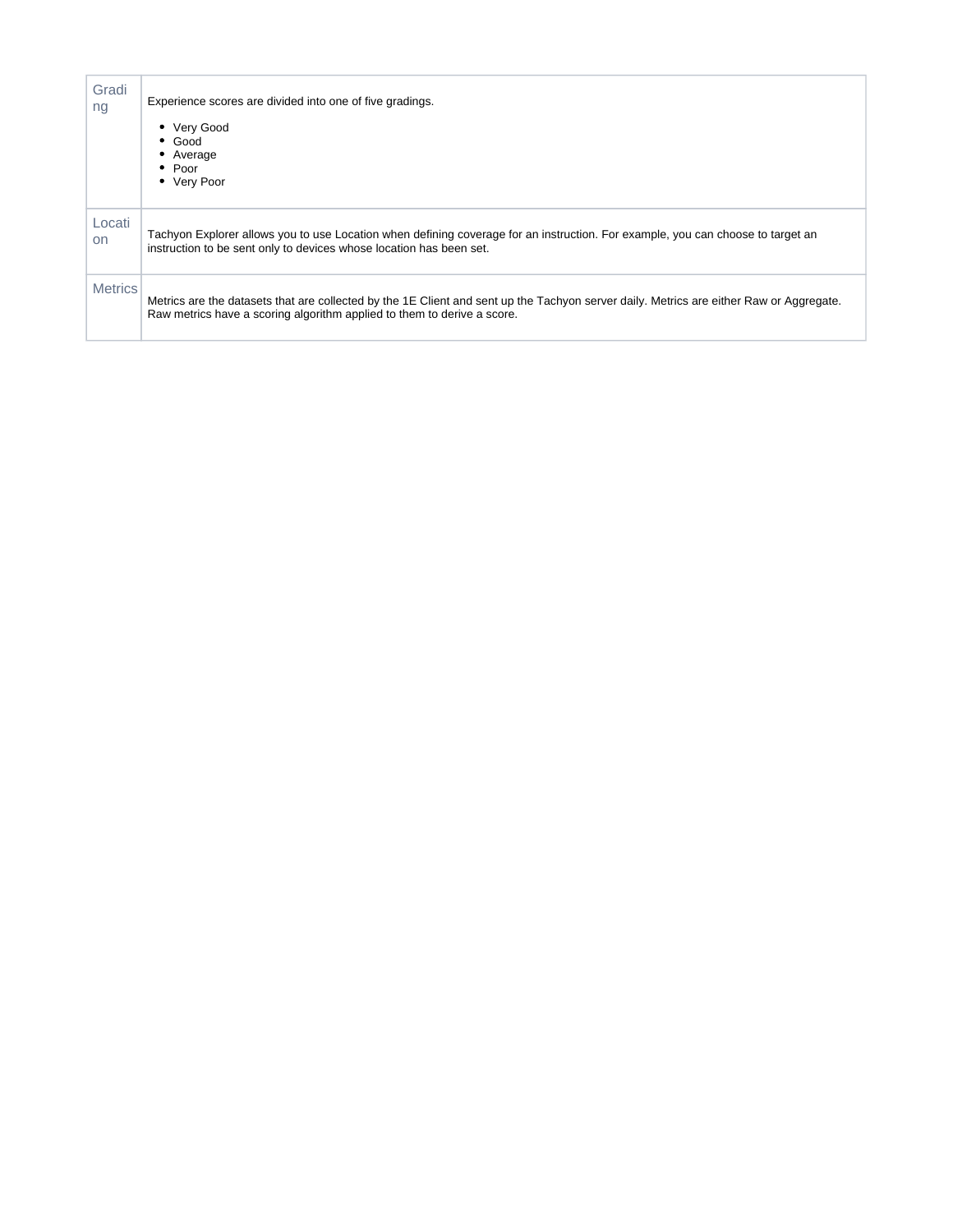| | |
|---|---|
| Grading | Experience scores are divided into one of five gradings.<br><br>• Very Good<br>• Good<br>• Average<br>• Poor<br>• Very Poor |
| Location | Tachyon Explorer allows you to use Location when defining coverage for an instruction. For example, you can choose to target an instruction to be sent only to devices whose location has been set. |
| Metrics | Metrics are the datasets that are collected by the 1E Client and sent up the Tachyon server daily. Metrics are either Raw or Aggregate. Raw metrics have a scoring algorithm applied to them to derive a score. |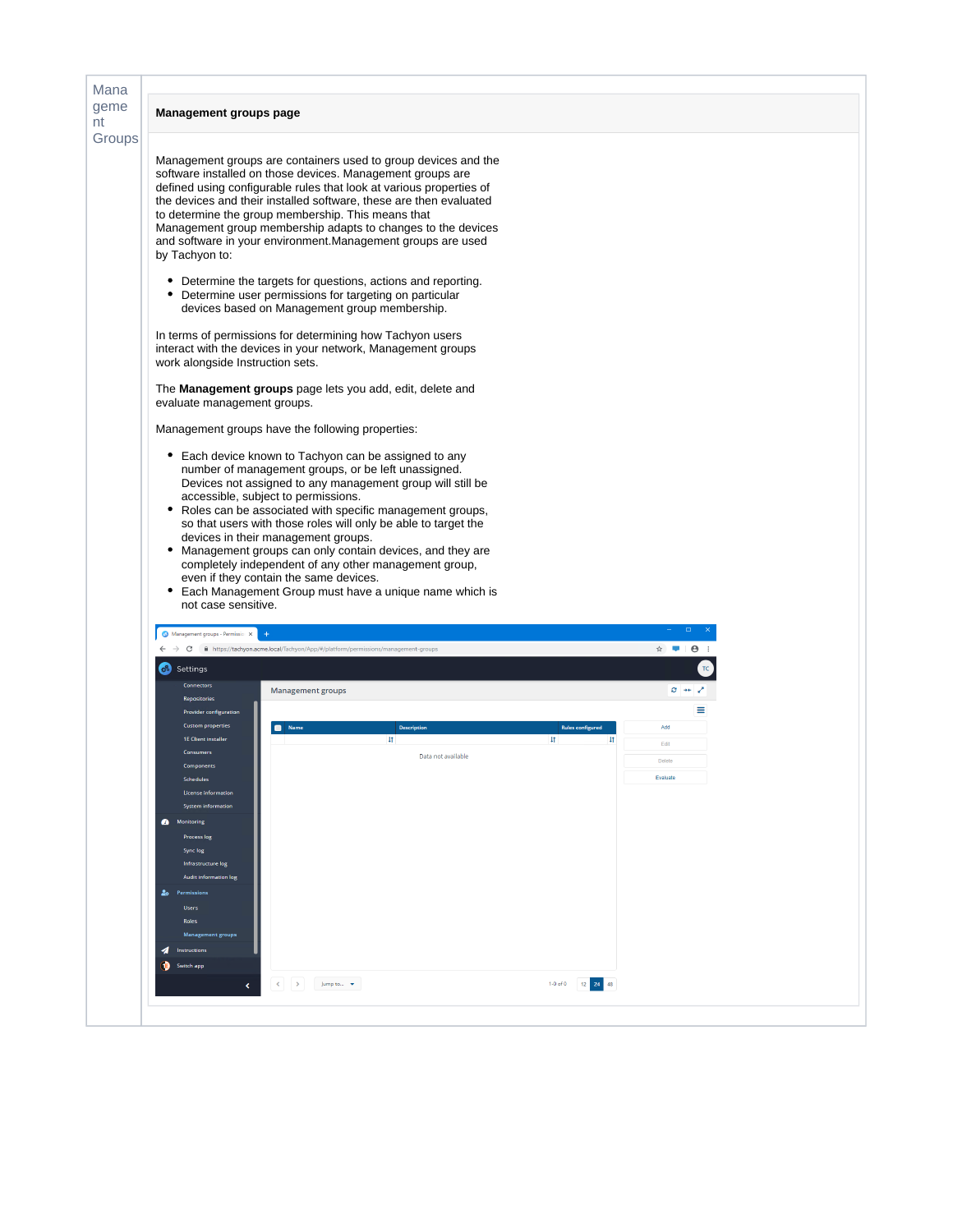| Management Groups | **Management groups page**<br><br>Management groups are containers used to group devices and the software installed on those devices. Management groups are defined using configurable rules that look at various properties of the devices and their installed software, these are then evaluated to determine the group membership. This means that Management group membership adapts to changes to the devices and software in your environment.Management groups are used by Tachyon to:<br><br>• Determine the targets for questions, actions and reporting.<br>• Determine user permissions for targeting on particular devices based on Management group membership.<br><br>In terms of permissions for determining how Tachyon users interact with the devices in your network, Management groups work alongside Instruction sets.<br><br>The **Management groups** page lets you add, edit, delete and evaluate management groups.<br><br>Management groups have the following properties:<br><br>• Each device known to Tachyon can be assigned to any number of management groups, or be left unassigned. Devices not assigned to any management group will still be accessible, subject to permissions.<br>• Roles can be associated with specific management groups, so that users with those roles will only be able to target the devices in their management groups.<br>• Management groups can only contain devices, and they are completely independent of any other management group, even if they contain the same devices.<br>• Each Management Group must have a unique name which is not case sensitive. |
|---|---|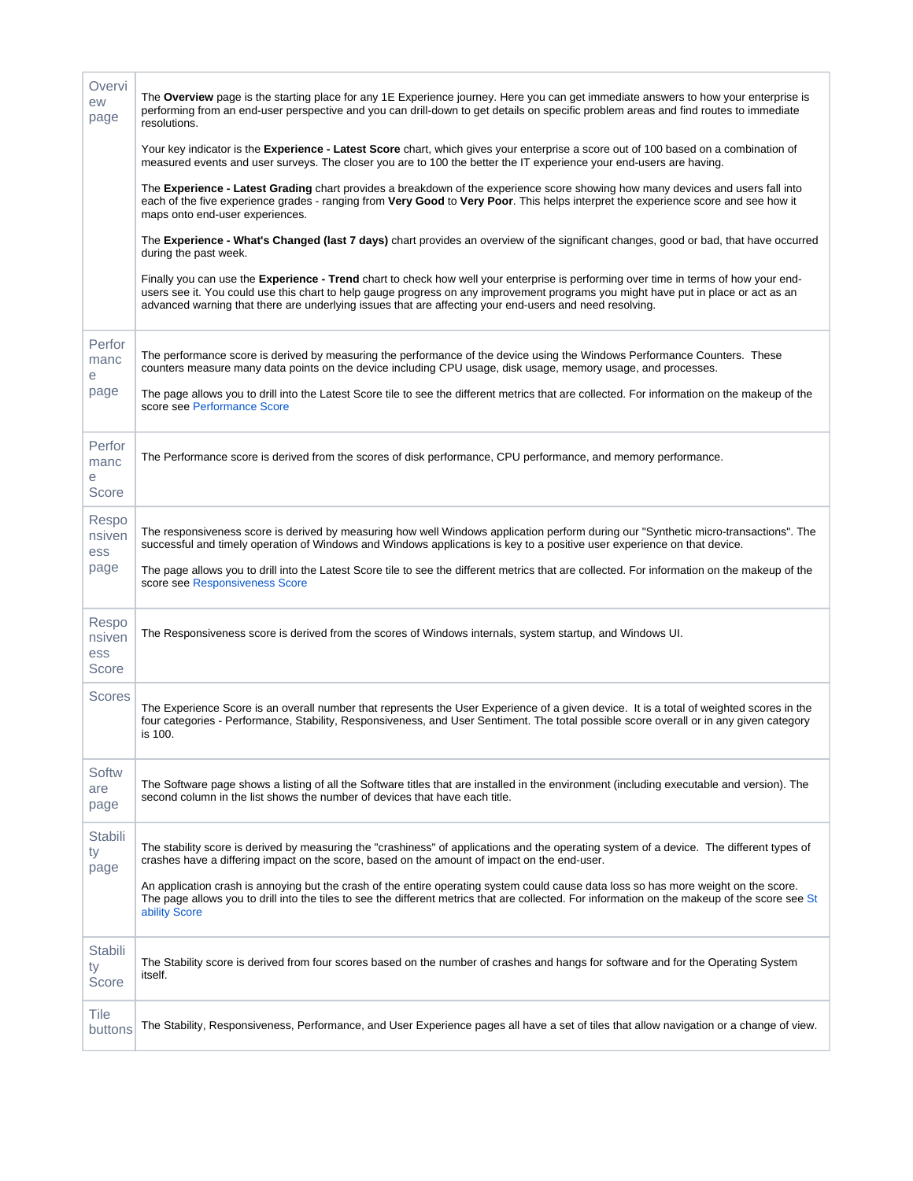| | |
|---|---|
| Overview page | The **Overview** page is the starting place for any 1E Experience journey. Here you can get immediate answers to how your enterprise is performing from an end-user perspective and you can drill-down to get details on specific problem areas and find routes to immediate resolutions.<br><br>Your key indicator is the **Experience - Latest Score** chart, which gives your enterprise a score out of 100 based on a combination of measured events and user surveys. The closer you are to 100 the better the IT experience your end-users are having.<br><br>The **Experience - Latest Grading** chart provides a breakdown of the experience score showing how many devices and users fall into each of the five experience grades - ranging from **Very Good** to **Very Poor**. This helps interpret the experience score and see how it maps onto end-user experiences.<br><br>The **Experience - What's Changed (last 7 days)** chart provides an overview of the significant changes, good or bad, that have occurred during the past week.<br><br>Finally you can use the **Experience - Trend** chart to check how well your enterprise is performing over time in terms of how your end-users see it. You could use this chart to help gauge progress on any improvement programs you might have put in place or act as an advanced warning that there are underlying issues that are affecting your end-users and need resolving. |
| Performance page | The performance score is derived by measuring the performance of the device using the Windows Performance Counters. These counters measure many data points on the device including CPU usage, disk usage, memory usage, and processes.<br><br>The page allows you to drill into the Latest Score tile to see the different metrics that are collected. For information on the makeup of the score see Performance Score |
| Performance Score | The Performance score is derived from the scores of disk performance, CPU performance, and memory performance. |
| Responsiveness page | The responsiveness score is derived by measuring how well Windows application perform during our "Synthetic micro-transactions". The successful and timely operation of Windows and Windows applications is key to a positive user experience on that device.<br><br>The page allows you to drill into the Latest Score tile to see the different metrics that are collected. For information on the makeup of the score see Responsiveness Score |
| Responsiveness Score | The Responsiveness score is derived from the scores of Windows internals, system startup, and Windows UI. |
| Scores | The Experience Score is an overall number that represents the User Experience of a given device. It is a total of weighted scores in the four categories - Performance, Stability, Responsiveness, and User Sentiment. The total possible score overall or in any given category is 100. |
| Software page | The Software page shows a listing of all the Software titles that are installed in the environment (including executable and version). The second column in the list shows the number of devices that have each title. |
| Stability page | The stability score is derived by measuring the "crashiness" of applications and the operating system of a device. The different types of crashes have a differing impact on the score, based on the amount of impact on the end-user.<br><br>An application crash is annoying but the crash of the entire operating system could cause data loss so has more weight on the score. The page allows you to drill into the tiles to see the different metrics that are collected. For information on the makeup of the score see Stability Score |
| Stability Score | The Stability score is derived from four scores based on the number of crashes and hangs for software and for the Operating System itself. |
| Tile buttons | The Stability, Responsiveness, Performance, and User Experience pages all have a set of tiles that allow navigation or a change of view. |